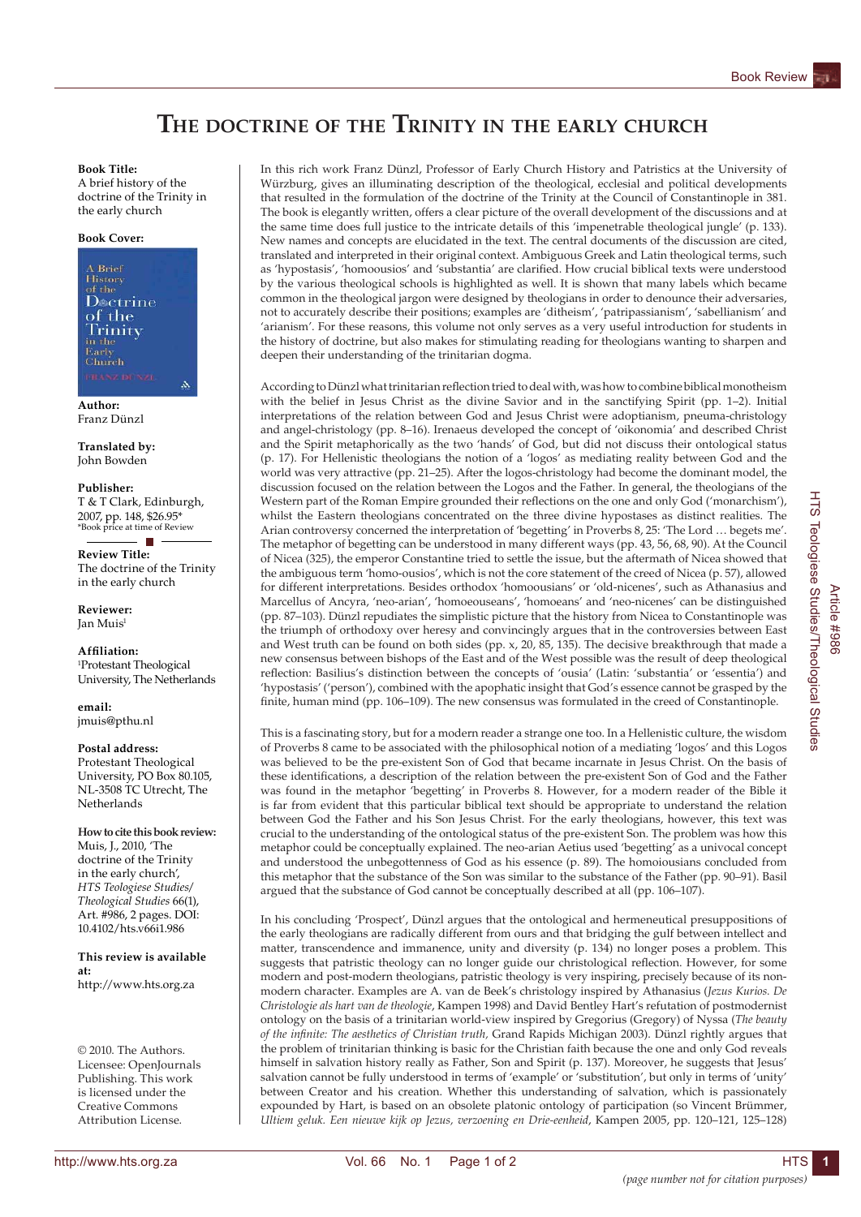# The doctrine of the Trinity in the early church

**Book Title:**
A brief history of the doctrine of the Trinity in the early church

**Book Cover:**

**Author:**
Franz Dünzl

**Translated by:**
John Bowden

**Publisher:**
T & T Clark, Edinburgh, 2007, pp. 148, $26.95*
*Book price at time of Review

**Review Title:**
The doctrine of the Trinity in the early church

**Reviewer:**
Jan Muis[1]

**Affiliation:**
[1]Protestant Theological University, The Netherlands

**email:**
jmuis@pthu.nl

**Postal address:**
Protestant Theological University, PO Box 80.105, NL-3508 TC Utrecht, The Netherlands

**How to cite this book review:**
Muis, J., 2010, 'The doctrine of the Trinity in the early church', *HTS Teologiese Studies/ Theological Studies* 66(1), Art. #986, 2 pages. DOI: 10.4102/hts.v66i1.986

**This review is available at:**
http://www.hts.org.za

© 2010. The Authors. Licensee: OpenJournals Publishing. This work is licensed under the Creative Commons Attribution License.

In this rich work Franz Dünzl, Professor of Early Church History and Patristics at the University of Würzburg, gives an illuminating description of the theological, ecclesial and political developments that resulted in the formulation of the doctrine of the Trinity at the Council of Constantinople in 381. The book is elegantly written, offers a clear picture of the overall development of the discussions and at the same time does full justice to the intricate details of this 'impenetrable theological jungle' (p. 133). New names and concepts are elucidated in the text. The central documents of the discussion are cited, translated and interpreted in their original context. Ambiguous Greek and Latin theological terms, such as 'hypostasis', 'homoousios' and 'substantia' are clarified. How crucial biblical texts were understood by the various theological schools is highlighted as well. It is shown that many labels which became common in the theological jargon were designed by theologians in order to denounce their adversaries, not to accurately describe their positions; examples are 'ditheism', 'patripassianism', 'sabellianism' and 'arianism'. For these reasons, this volume not only serves as a very useful introduction for students in the history of doctrine, but also makes for stimulating reading for theologians wanting to sharpen and deepen their understanding of the trinitarian dogma.

According to Dünzl what trinitarian reflection tried to deal with, was how to combine biblical monotheism with the belief in Jesus Christ as the divine Savior and in the sanctifying Spirit (pp. 1–2). Initial interpretations of the relation between God and Jesus Christ were adoptianism, pneuma-christology and angel-christology (pp. 8–16). Irenaeus developed the concept of 'oikonomia' and described Christ and the Spirit metaphorically as the two 'hands' of God, but did not discuss their ontological status (p. 17). For Hellenistic theologians the notion of a 'logos' as mediating reality between God and the world was very attractive (pp. 21–25). After the logos-christology had become the dominant model, the discussion focused on the relation between the Logos and the Father. In general, the theologians of the Western part of the Roman Empire grounded their reflections on the one and only God ('monarchism'), whilst the Eastern theologians concentrated on the three divine hypostases as distinct realities. The Arian controversy concerned the interpretation of 'begetting' in Proverbs 8, 25: 'The Lord … begets me'. The metaphor of begetting can be understood in many different ways (pp. 43, 56, 68, 90). At the Council of Nicea (325), the emperor Constantine tried to settle the issue, but the aftermath of Nicea showed that the ambiguous term 'homo-ousios', which is not the core statement of the creed of Nicea (p. 57), allowed for different interpretations. Besides orthodox 'homoousians' or 'old-nicenes', such as Athanasius and Marcellus of Ancyra, 'neo-arian', 'homoeouseans', 'homoeans' and 'neo-nicenes' can be distinguished (pp. 87–103). Dünzl repudiates the simplistic picture that the history from Nicea to Constantinople was the triumph of orthodoxy over heresy and convincingly argues that in the controversies between East and West truth can be found on both sides (pp. x, 20, 85, 135). The decisive breakthrough that made a new consensus between bishops of the East and of the West possible was the result of deep theological reflection: Basilius's distinction between the concepts of 'ousia' (Latin: 'substantia' or 'essentia') and 'hypostasis' ('person'), combined with the apophatic insight that God's essence cannot be grasped by the finite, human mind (pp. 106–109). The new consensus was formulated in the creed of Constantinople.

This is a fascinating story, but for a modern reader a strange one too. In a Hellenistic culture, the wisdom of Proverbs 8 came to be associated with the philosophical notion of a mediating 'logos' and this Logos was believed to be the pre-existent Son of God that became incarnate in Jesus Christ. On the basis of these identifications, a description of the relation between the pre-existent Son of God and the Father was found in the metaphor 'begetting' in Proverbs 8. However, for a modern reader of the Bible it is far from evident that this particular biblical text should be appropriate to understand the relation between God the Father and his Son Jesus Christ. For the early theologians, however, this text was crucial to the understanding of the ontological status of the pre-existent Son. The problem was how this metaphor could be conceptually explained. The neo-arian Aetius used 'begetting' as a univocal concept and understood the unbegottenness of God as his essence (p. 89). The homoiousians concluded from this metaphor that the substance of the Son was similar to the substance of the Father (pp. 90–91). Basil argued that the substance of God cannot be conceptually described at all (pp. 106–107).

In his concluding 'Prospect', Dünzl argues that the ontological and hermeneutical presuppositions of the early theologians are radically different from ours and that bridging the gulf between intellect and matter, transcendence and immanence, unity and diversity (p. 134) no longer poses a problem. This suggests that patristic theology can no longer guide our christological reflection. However, for some modern and post-modern theologians, patristic theology is very inspiring, precisely because of its non-modern character. Examples are A. van de Beek's christology inspired by Athanasius (*Jezus Kurios. De Christologie als hart van de theologie*, Kampen 1998) and David Bentley Hart's refutation of postmodernist ontology on the basis of a trinitarian world-view inspired by Gregorius (Gregory) of Nyssa (*The beauty of the infinite: The aesthetics of Christian truth,* Grand Rapids Michigan 2003). Dünzl rightly argues that the problem of trinitarian thinking is basic for the Christian faith because the one and only God reveals himself in salvation history really as Father, Son and Spirit (p. 137). Moreover, he suggests that Jesus' salvation cannot be fully understood in terms of 'example' or 'substitution', but only in terms of 'unity' between Creator and his creation. Whether this understanding of salvation, which is passionately expounded by Hart, is based on an obsolete platonic ontology of participation (so Vincent Brümmer, *Ultiem geluk. Een nieuwe kijk op Jezus, verzoening en Drie-eenheid*, Kampen 2005, pp. 120–121, 125–128)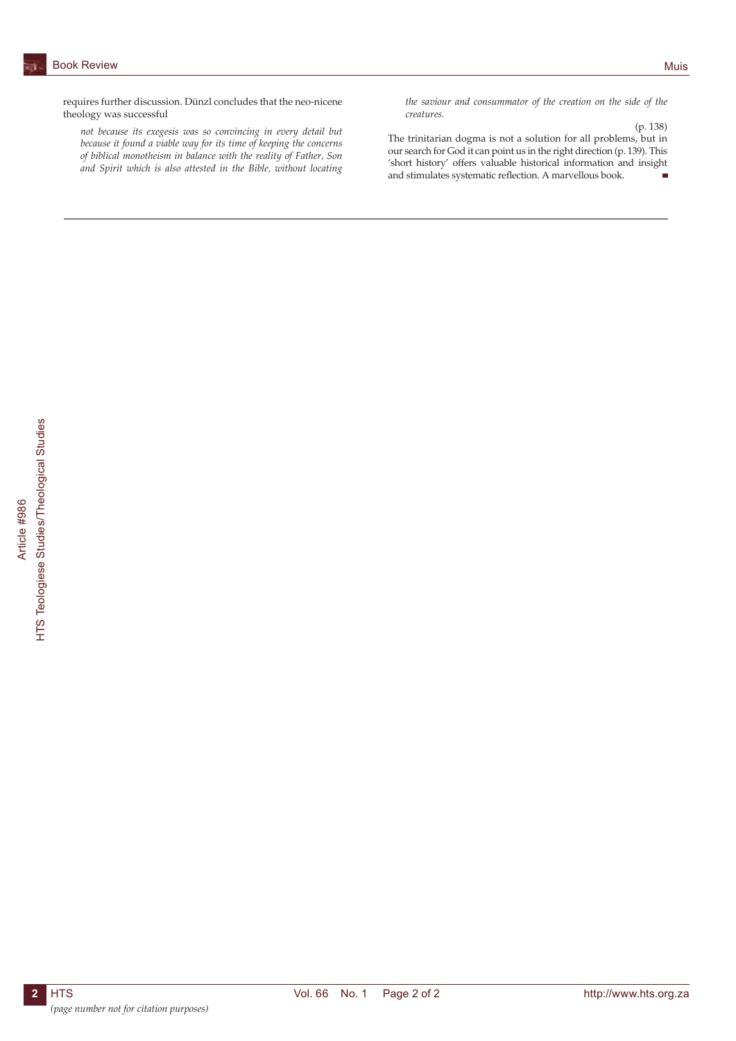requires further discussion. Dünzl concludes that the neo-nicene theology was successful

> *not because its exegesis was so convincing in every detail but because it found a viable way for its time of keeping the concerns of biblical monotheism in balance with the reality of Father, Son and Spirit which is also attested in the Bible, without locating the saviour and consummator of the creation on the side of the creatures.*
>
> (p. 138)

The trinitarian dogma is not a solution for all problems, but in our search for God it can point us in the right direction (p. 139). This 'short history' offers valuable historical information and insight and stimulates systematic reflection. A marvellous book.